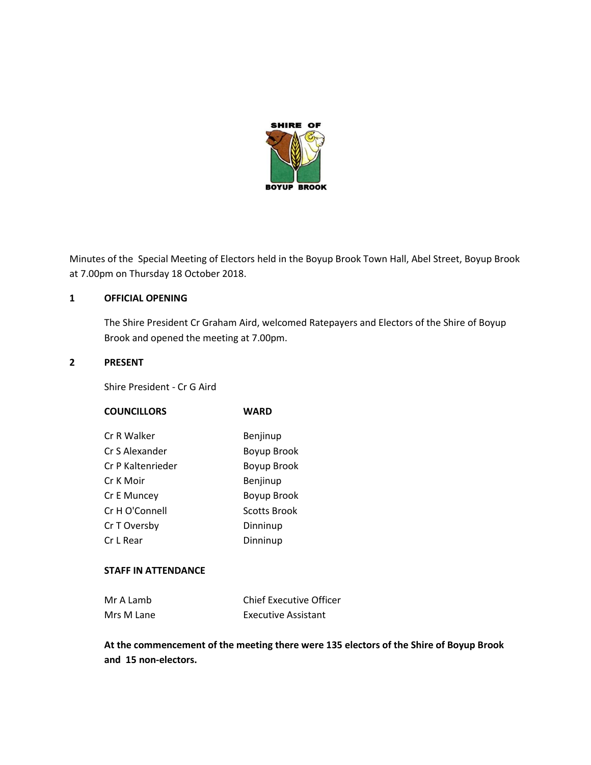SHIRE OF

BOYUP BROOK

Minutes of the Special Meeting of Electors held in the Boyup Brook Town Hall, Abel Street, Boyup Brook at 7.00pm on Thursday 18 October 2018.

## 1 OFFICIAL OPENING

The Shire President Cr Graham Aird, welcomed Ratepayers and Electors of the Shire of Boyup Brook and opened the meeting at 7.00pm.

## 2 PRESENT

Shire President - Cr G Aird

| COUNCILLORS | WARD |
|---|---|
| Cr R Walker | Benjinup |
| Cr S Alexander | Boyup Brook |
| Cr P Kaltenrieder | Boyup Brook |
| Cr K Moir | Benjinup |
| Cr E Muncey | Boyup Brook |
| Cr H O'Connell | Scotts Brook |
| Cr T Oversby | Dinninup |
| Cr L Rear | Dinninup |

**STAFF IN ATTENDANCE**

| | |
|---|---|
| Mr A Lamb | Chief Executive Officer |
| Mrs M Lane | Executive Assistant |

**At the commencement of the meeting there were 135 electors of the Shire of Boyup Brook and 15 non-electors.**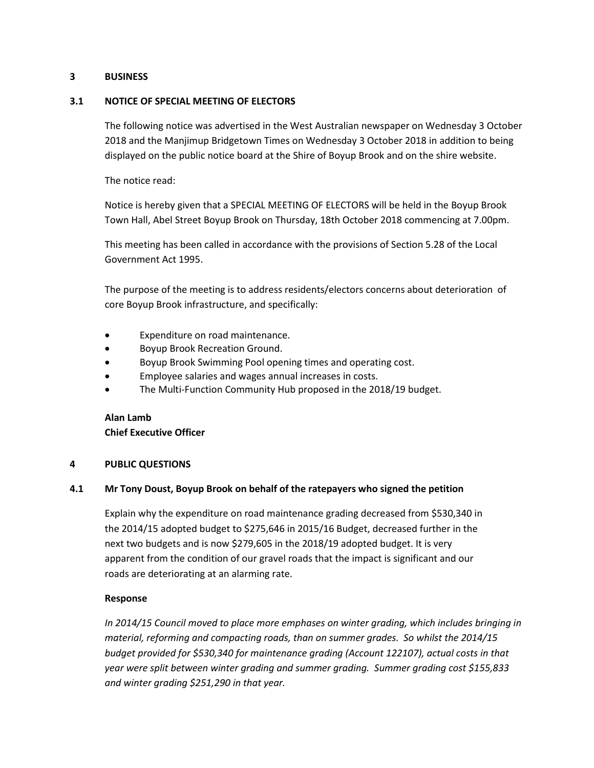## 3 BUSINESS

### 3.1 NOTICE OF SPECIAL MEETING OF ELECTORS

The following notice was advertised in the West Australian newspaper on Wednesday 3 October 2018 and the Manjimup Bridgetown Times on Wednesday 3 October 2018 in addition to being displayed on the public notice board at the Shire of Boyup Brook and on the shire website.

The notice read:

Notice is hereby given that a SPECIAL MEETING OF ELECTORS will be held in the Boyup Brook Town Hall, Abel Street Boyup Brook on Thursday, 18th October 2018 commencing at 7.00pm.

This meeting has been called in accordance with the provisions of Section 5.28 of the Local Government Act 1995.

The purpose of the meeting is to address residents/electors concerns about deterioration of core Boyup Brook infrastructure, and specifically:

- Expenditure on road maintenance.
- Boyup Brook Recreation Ground.
- Boyup Brook Swimming Pool opening times and operating cost.
- Employee salaries and wages annual increases in costs.
- The Multi-Function Community Hub proposed in the 2018/19 budget.

**Alan Lamb**
**Chief Executive Officer**

## 4 PUBLIC QUESTIONS

### 4.1 Mr Tony Doust, Boyup Brook on behalf of the ratepayers who signed the petition

Explain why the expenditure on road maintenance grading decreased from $530,340 in the 2014/15 adopted budget to $275,646 in 2015/16 Budget, decreased further in the next two budgets and is now $279,605 in the 2018/19 adopted budget. It is very apparent from the condition of our gravel roads that the impact is significant and our roads are deteriorating at an alarming rate.

**Response**

*In 2014/15 Council moved to place more emphases on winter grading, which includes bringing in material, reforming and compacting roads, than on summer grades. So whilst the 2014/15 budget provided for $530,340 for maintenance grading (Account 122107), actual costs in that year were split between winter grading and summer grading. Summer grading cost $155,833 and winter grading $251,290 in that year.*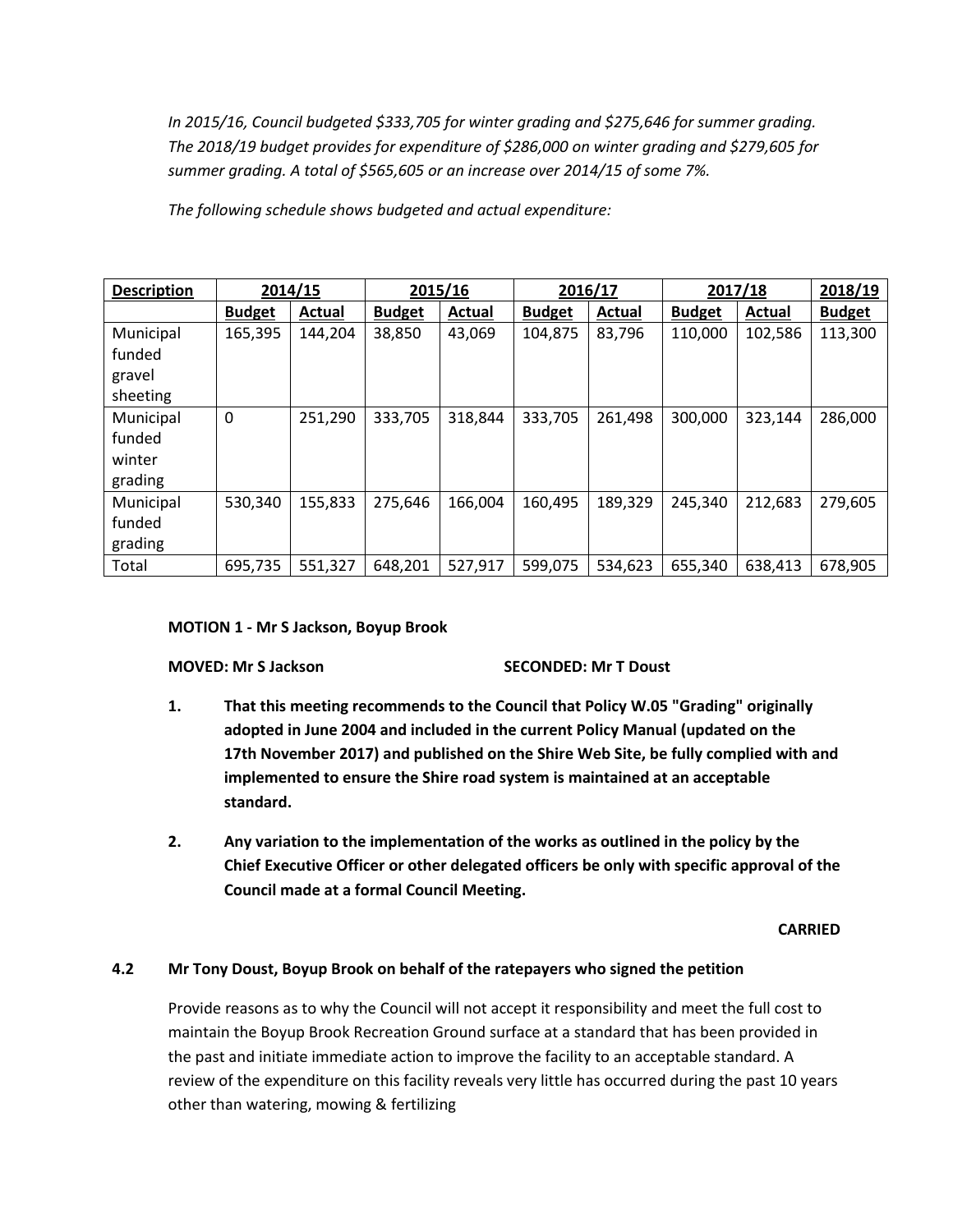*In 2015/16, Council budgeted $333,705 for winter grading and $275,646 for summer grading. The 2018/19 budget provides for expenditure of $286,000 on winter grading and $279,605 for summer grading. A total of $565,605 or an increase over 2014/15 of some 7%.*

*The following schedule shows budgeted and actual expenditure:*

| **Description** | **2014/15** | | **2015/16** | | **2016/17** | | **2017/18** | | **2018/19** |
|---|---|---|---|---|---|---|---|---|---|
| | **Budget** | **Actual** | **Budget** | **Actual** | **Budget** | **Actual** | **Budget** | **Actual** | **Budget** |
| Municipal funded gravel sheeting | 165,395 | 144,204 | 38,850 | 43,069 | 104,875 | 83,796 | 110,000 | 102,586 | 113,300 |
| Municipal funded winter grading | 0 | 251,290 | 333,705 | 318,844 | 333,705 | 261,498 | 300,000 | 323,144 | 286,000 |
| Municipal funded grading | 530,340 | 155,833 | 275,646 | 166,004 | 160,495 | 189,329 | 245,340 | 212,683 | 279,605 |
| Total | 695,735 | 551,327 | 648,201 | 527,917 | 599,075 | 534,623 | 655,340 | 638,413 | 678,905 |

**MOTION 1 - Mr S Jackson, Boyup Brook**

**MOVED: Mr S Jackson** **SECONDED: Mr T Doust**

1. **That this meeting recommends to the Council that Policy W.05 "Grading" originally adopted in June 2004 and included in the current Policy Manual (updated on the 17th November 2017) and published on the Shire Web Site, be fully complied with and implemented to ensure the Shire road system is maintained at an acceptable standard.**

2. **Any variation to the implementation of the works as outlined in the policy by the Chief Executive Officer or other delegated officers be only with specific approval of the Council made at a formal Council Meeting.**

**CARRIED**

### 4.2 Mr Tony Doust, Boyup Brook on behalf of the ratepayers who signed the petition

Provide reasons as to why the Council will not accept it responsibility and meet the full cost to maintain the Boyup Brook Recreation Ground surface at a standard that has been provided in the past and initiate immediate action to improve the facility to an acceptable standard. A review of the expenditure on this facility reveals very little has occurred during the past 10 years other than watering, mowing & fertilizing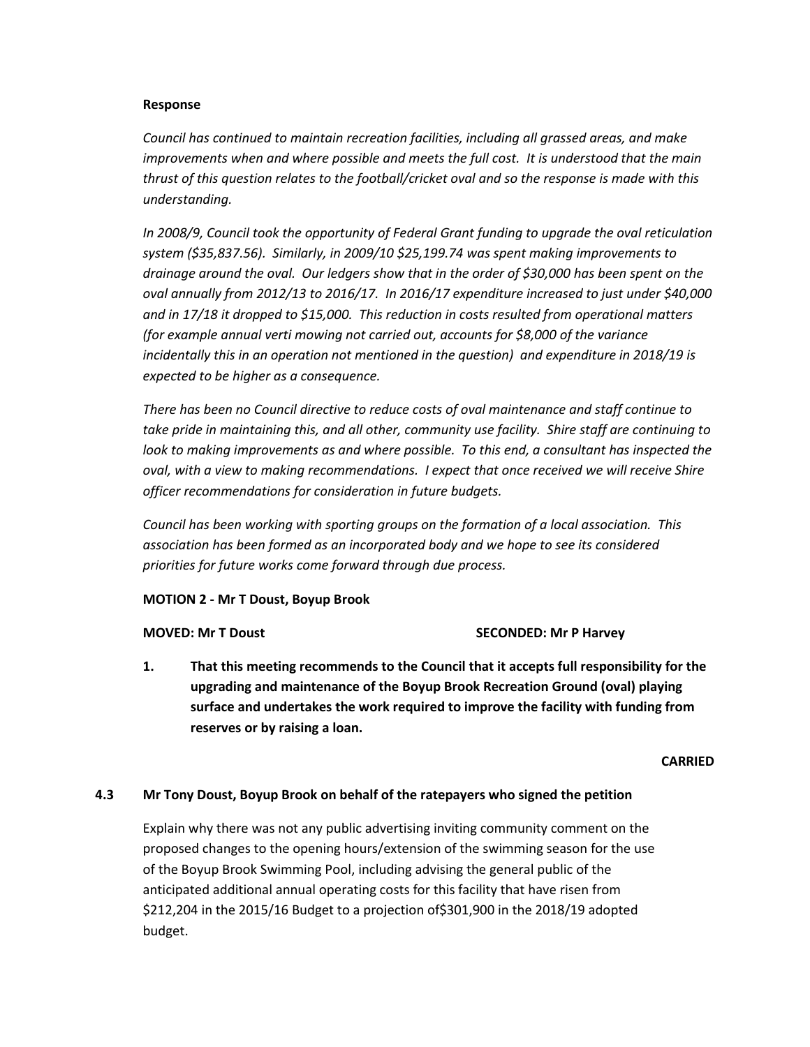**Response**

*Council has continued to maintain recreation facilities, including all grassed areas, and make improvements when and where possible and meets the full cost. It is understood that the main thrust of this question relates to the football/cricket oval and so the response is made with this understanding.*

*In 2008/9, Council took the opportunity of Federal Grant funding to upgrade the oval reticulation system ($35,837.56). Similarly, in 2009/10 $25,199.74 was spent making improvements to drainage around the oval. Our ledgers show that in the order of $30,000 has been spent on the oval annually from 2012/13 to 2016/17. In 2016/17 expenditure increased to just under $40,000 and in 17/18 it dropped to $15,000. This reduction in costs resulted from operational matters (for example annual verti mowing not carried out, accounts for $8,000 of the variance incidentally this in an operation not mentioned in the question) and expenditure in 2018/19 is expected to be higher as a consequence.*

*There has been no Council directive to reduce costs of oval maintenance and staff continue to take pride in maintaining this, and all other, community use facility. Shire staff are continuing to look to making improvements as and where possible. To this end, a consultant has inspected the oval, with a view to making recommendations. I expect that once received we will receive Shire officer recommendations for consideration in future budgets.*

*Council has been working with sporting groups on the formation of a local association. This association has been formed as an incorporated body and we hope to see its considered priorities for future works come forward through due process.*

**MOTION 2 - Mr T Doust, Boyup Brook**

**MOVED: Mr T Doust** **SECONDED: Mr P Harvey**

**1. That this meeting recommends to the Council that it accepts full responsibility for the upgrading and maintenance of the Boyup Brook Recreation Ground (oval) playing surface and undertakes the work required to improve the facility with funding from reserves or by raising a loan.**

**CARRIED**

### 4.3 Mr Tony Doust, Boyup Brook on behalf of the ratepayers who signed the petition

Explain why there was not any public advertising inviting community comment on the proposed changes to the opening hours/extension of the swimming season for the use of the Boyup Brook Swimming Pool, including advising the general public of the anticipated additional annual operating costs for this facility that have risen from $212,204 in the 2015/16 Budget to a projection of$301,900 in the 2018/19 adopted budget.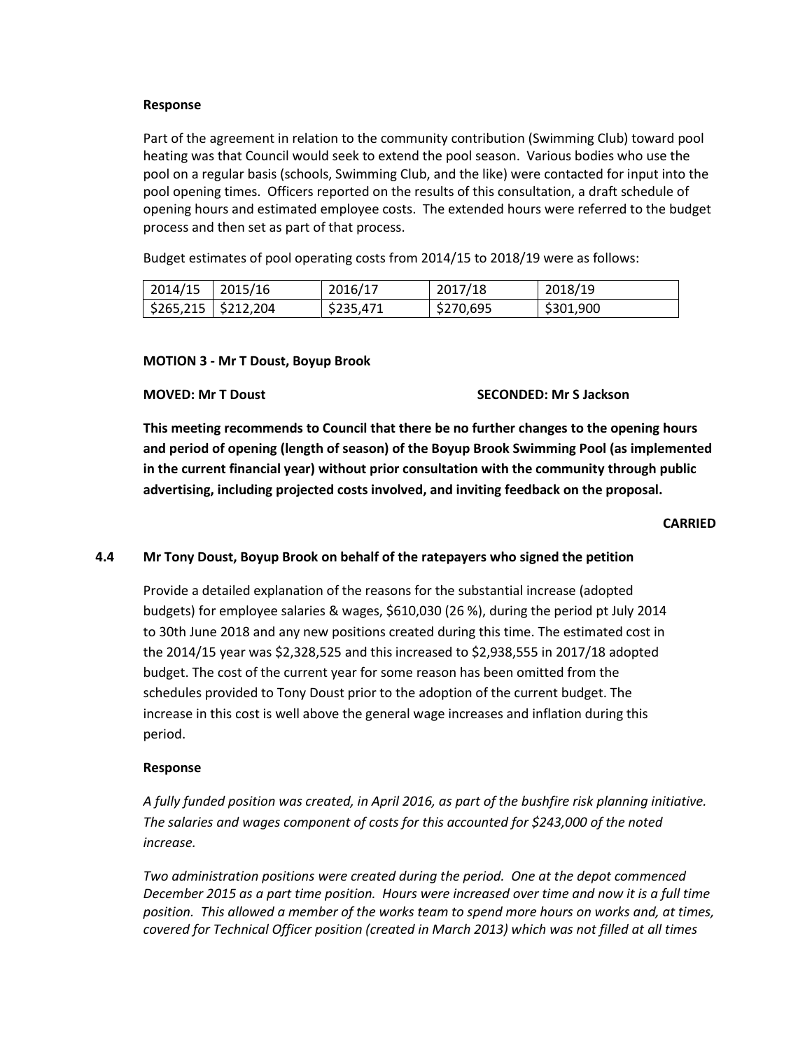**Response**

Part of the agreement in relation to the community contribution (Swimming Club) toward pool heating was that Council would seek to extend the pool season. Various bodies who use the pool on a regular basis (schools, Swimming Club, and the like) were contacted for input into the pool opening times. Officers reported on the results of this consultation, a draft schedule of opening hours and estimated employee costs. The extended hours were referred to the budget process and then set as part of that process.

Budget estimates of pool operating costs from 2014/15 to 2018/19 were as follows:

| 2014/15 | 2015/16 | 2016/17 | 2017/18 | 2018/19 |
|---|---|---|---|---|
| $265,215 | $212,204 | $235,471 | $270,695 | $301,900 |

**MOTION 3 - Mr T Doust, Boyup Brook**

**MOVED: Mr T Doust** **SECONDED: Mr S Jackson**

**This meeting recommends to Council that there be no further changes to the opening hours and period of opening (length of season) of the Boyup Brook Swimming Pool (as implemented in the current financial year) without prior consultation with the community through public advertising, including projected costs involved, and inviting feedback on the proposal.**

**CARRIED**

### 4.4 Mr Tony Doust, Boyup Brook on behalf of the ratepayers who signed the petition

Provide a detailed explanation of the reasons for the substantial increase (adopted budgets) for employee salaries & wages, $610,030 (26 %), during the period pt July 2014 to 30th June 2018 and any new positions created during this time. The estimated cost in the 2014/15 year was $2,328,525 and this increased to $2,938,555 in 2017/18 adopted budget. The cost of the current year for some reason has been omitted from the schedules provided to Tony Doust prior to the adoption of the current budget. The increase in this cost is well above the general wage increases and inflation during this period.

**Response**

*A fully funded position was created, in April 2016, as part of the bushfire risk planning initiative. The salaries and wages component of costs for this accounted for $243,000 of the noted increase.*

*Two administration positions were created during the period. One at the depot commenced December 2015 as a part time position. Hours were increased over time and now it is a full time position. This allowed a member of the works team to spend more hours on works and, at times, covered for Technical Officer position (created in March 2013) which was not filled at all times*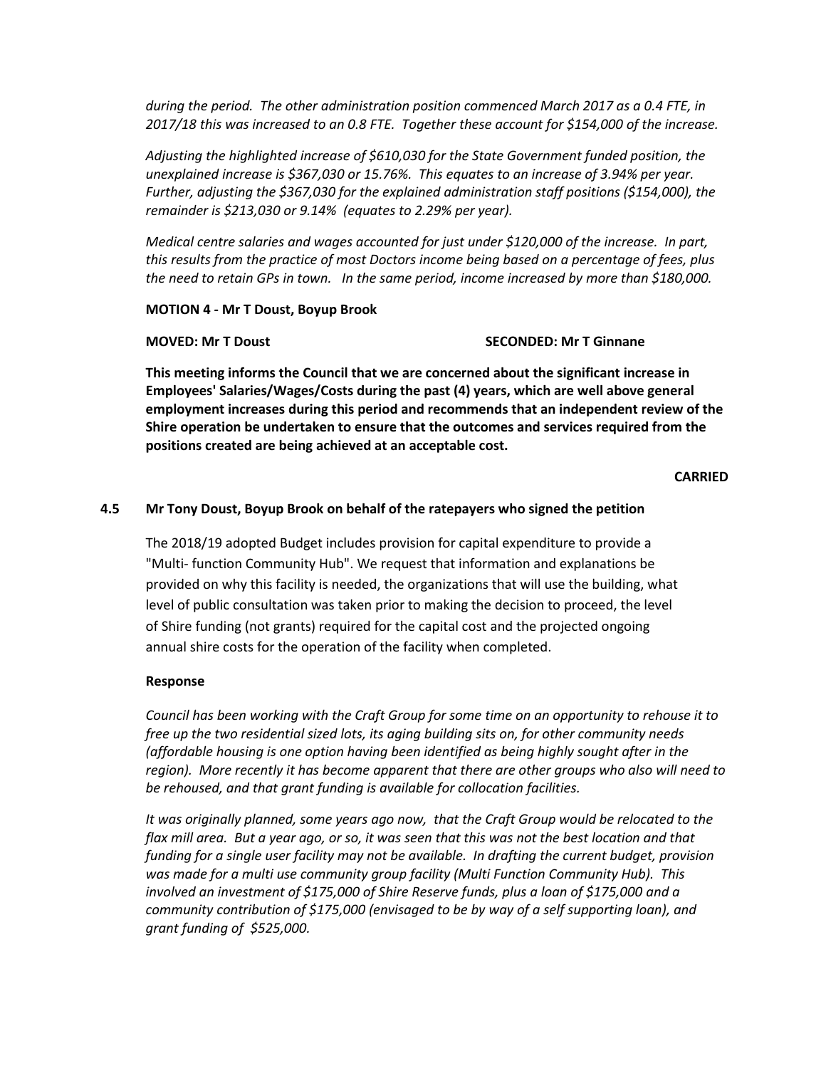*during the period. The other administration position commenced March 2017 as a 0.4 FTE, in 2017/18 this was increased to an 0.8 FTE. Together these account for $154,000 of the increase.*

*Adjusting the highlighted increase of $610,030 for the State Government funded position, the unexplained increase is $367,030 or 15.76%. This equates to an increase of 3.94% per year. Further, adjusting the $367,030 for the explained administration staff positions ($154,000), the remainder is $213,030 or 9.14% (equates to 2.29% per year).*

*Medical centre salaries and wages accounted for just under $120,000 of the increase. In part, this results from the practice of most Doctors income being based on a percentage of fees, plus the need to retain GPs in town. In the same period, income increased by more than $180,000.*

**MOTION 4 - Mr T Doust, Boyup Brook**

**MOVED: Mr T Doust** **SECONDED: Mr T Ginnane**

**This meeting informs the Council that we are concerned about the significant increase in Employees' Salaries/Wages/Costs during the past (4) years, which are well above general employment increases during this period and recommends that an independent review of the Shire operation be undertaken to ensure that the outcomes and services required from the positions created are being achieved at an acceptable cost.**

**CARRIED**

### 4.5 Mr Tony Doust, Boyup Brook on behalf of the ratepayers who signed the petition

The 2018/19 adopted Budget includes provision for capital expenditure to provide a "Multi- function Community Hub". We request that information and explanations be provided on why this facility is needed, the organizations that will use the building, what level of public consultation was taken prior to making the decision to proceed, the level of Shire funding (not grants) required for the capital cost and the projected ongoing annual shire costs for the operation of the facility when completed.

**Response**

*Council has been working with the Craft Group for some time on an opportunity to rehouse it to free up the two residential sized lots, its aging building sits on, for other community needs (affordable housing is one option having been identified as being highly sought after in the region). More recently it has become apparent that there are other groups who also will need to be rehoused, and that grant funding is available for collocation facilities.*

*It was originally planned, some years ago now, that the Craft Group would be relocated to the flax mill area. But a year ago, or so, it was seen that this was not the best location and that funding for a single user facility may not be available. In drafting the current budget, provision was made for a multi use community group facility (Multi Function Community Hub). This involved an investment of $175,000 of Shire Reserve funds, plus a loan of $175,000 and a community contribution of $175,000 (envisaged to be by way of a self supporting loan), and grant funding of $525,000.*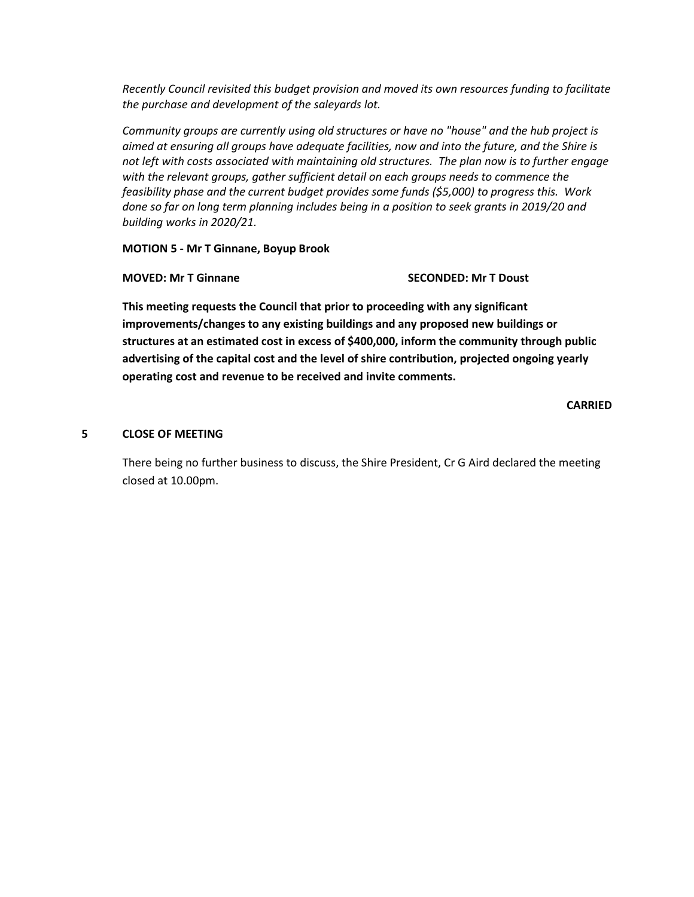*Recently Council revisited this budget provision and moved its own resources funding to facilitate the purchase and development of the saleyards lot.*

*Community groups are currently using old structures or have no "house" and the hub project is aimed at ensuring all groups have adequate facilities, now and into the future, and the Shire is not left with costs associated with maintaining old structures. The plan now is to further engage with the relevant groups, gather sufficient detail on each groups needs to commence the feasibility phase and the current budget provides some funds ($5,000) to progress this. Work done so far on long term planning includes being in a position to seek grants in 2019/20 and building works in 2020/21.*

**MOTION 5 - Mr T Ginnane, Boyup Brook**

**MOVED: Mr T Ginnane** **SECONDED: Mr T Doust**

**This meeting requests the Council that prior to proceeding with any significant improvements/changes to any existing buildings and any proposed new buildings or structures at an estimated cost in excess of $400,000, inform the community through public advertising of the capital cost and the level of shire contribution, projected ongoing yearly operating cost and revenue to be received and invite comments.**

**CARRIED**

## 5 CLOSE OF MEETING

There being no further business to discuss, the Shire President, Cr G Aird declared the meeting closed at 10.00pm.